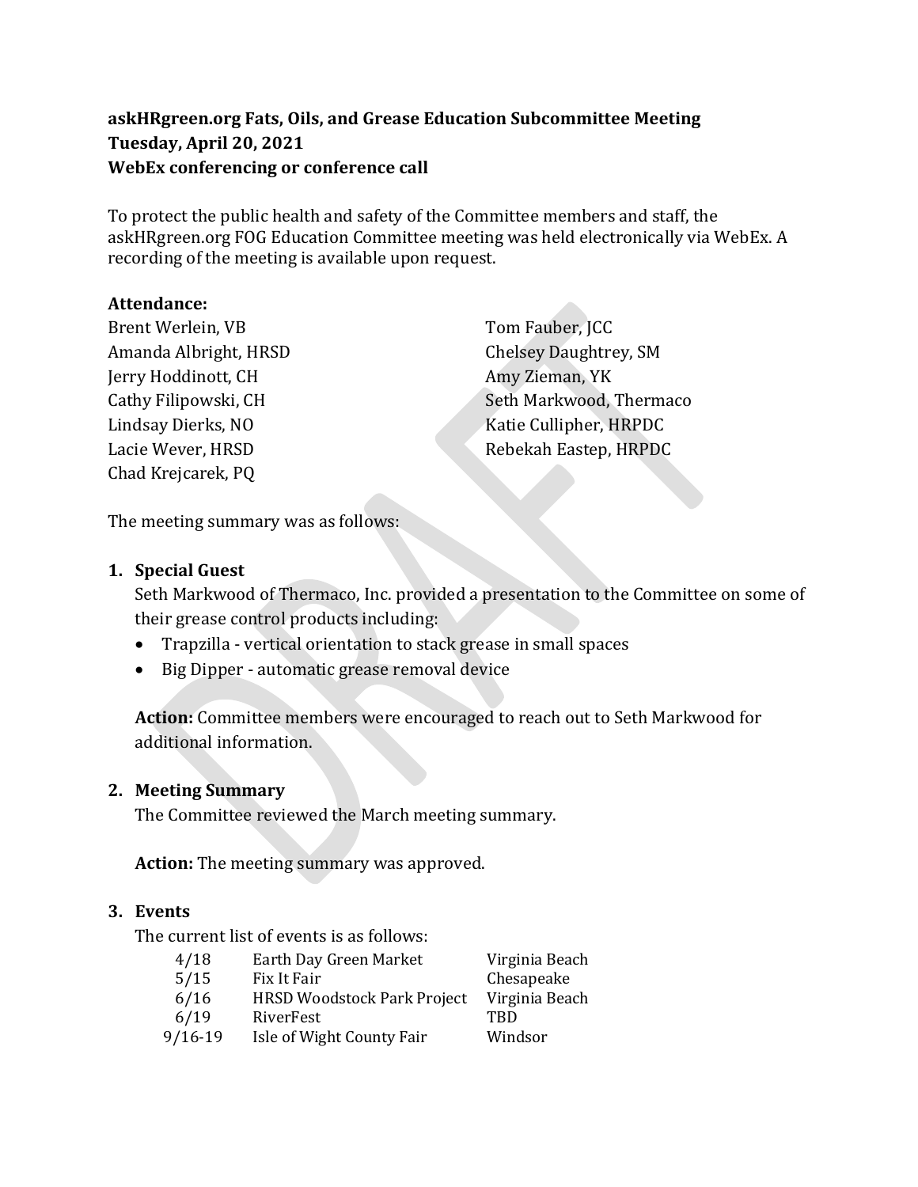**askHRgreen.org Fats, Oils, and Grease Education Subcommittee Meeting**
**Tuesday, April 20, 2021**
**WebEx conferencing or conference call**

To protect the public health and safety of the Committee members and staff, the askHRgreen.org FOG Education Committee meeting was held electronically via WebEx. A recording of the meeting is available upon request.

**Attendance:**

Brent Werlein, VB
Amanda Albright, HRSD
Jerry Hoddinott, CH
Cathy Filipowski, CH
Lindsay Dierks, NO
Lacie Wever, HRSD
Chad Krejcarek, PQ
Tom Fauber, JCC
Chelsey Daughtrey, SM
Amy Zieman, YK
Seth Markwood, Thermaco
Katie Cullipher, HRPDC
Rebekah Eastep, HRPDC

The meeting summary was as follows:

1. **Special Guest**

   Seth Markwood of Thermaco, Inc. provided a presentation to the Committee on some of their grease control products including:

   - Trapzilla - vertical orientation to stack grease in small spaces
   - Big Dipper - automatic grease removal device

   **Action:** Committee members were encouraged to reach out to Seth Markwood for additional information.

2. **Meeting Summary**

   The Committee reviewed the March meeting summary.

   **Action:** The meeting summary was approved.

3. **Events**

   The current list of events is as follows:

| Date | Event | Location |
|---|---|---|
| 4/18 | Earth Day Green Market | Virginia Beach |
| 5/15 | Fix It Fair | Chesapeake |
| 6/16 | HRSD Woodstock Park Project | Virginia Beach |
| 6/19 | RiverFest | TBD |
| 9/16-19 | Isle of Wight County Fair | Windsor |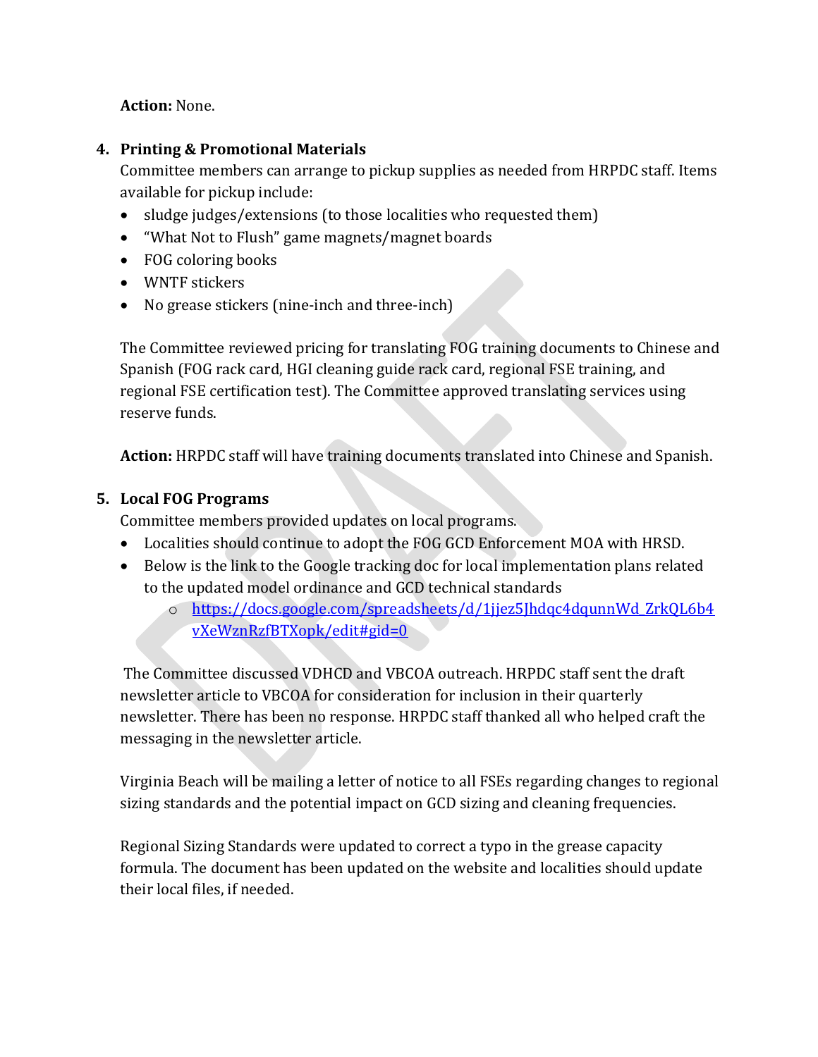**Action:** None.

4. **Printing & Promotional Materials**

   Committee members can arrange to pickup supplies as needed from HRPDC staff. Items available for pickup include:

   - sludge judges/extensions (to those localities who requested them)
   - "What Not to Flush" game magnets/magnet boards
   - FOG coloring books
   - WNTF stickers
   - No grease stickers (nine-inch and three-inch)

   The Committee reviewed pricing for translating FOG training documents to Chinese and Spanish (FOG rack card, HGI cleaning guide rack card, regional FSE training, and regional FSE certification test). The Committee approved translating services using reserve funds.

   **Action:** HRPDC staff will have training documents translated into Chinese and Spanish.

5. **Local FOG Programs**

   Committee members provided updates on local programs.

   - Localities should continue to adopt the FOG GCD Enforcement MOA with HRSD.
   - Below is the link to the Google tracking doc for local implementation plans related to the updated model ordinance and GCD technical standards
     - https://docs.google.com/spreadsheets/d/1jjez5Jhdqc4dqunnWd_ZrkQL6b4vXeWznRzfBTXopk/edit#gid=0

   The Committee discussed VDHCD and VBCOA outreach. HRPDC staff sent the draft newsletter article to VBCOA for consideration for inclusion in their quarterly newsletter. There has been no response. HRPDC staff thanked all who helped craft the messaging in the newsletter article.

   Virginia Beach will be mailing a letter of notice to all FSEs regarding changes to regional sizing standards and the potential impact on GCD sizing and cleaning frequencies.

   Regional Sizing Standards were updated to correct a typo in the grease capacity formula. The document has been updated on the website and localities should update their local files, if needed.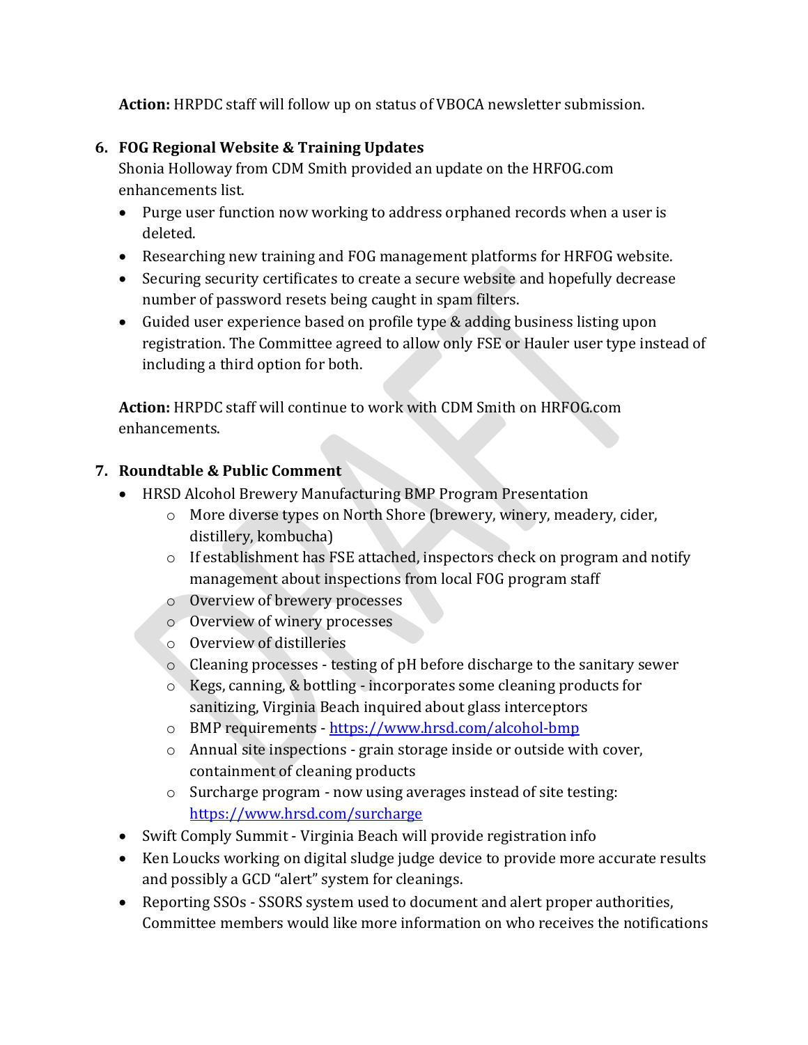**Action:** HRPDC staff will follow up on status of VBOCA newsletter submission.

6. **FOG Regional Website & Training Updates**

   Shonia Holloway from CDM Smith provided an update on the HRFOG.com enhancements list.

   - Purge user function now working to address orphaned records when a user is deleted.
   - Researching new training and FOG management platforms for HRFOG website.
   - Securing security certificates to create a secure website and hopefully decrease number of password resets being caught in spam filters.
   - Guided user experience based on profile type & adding business listing upon registration. The Committee agreed to allow only FSE or Hauler user type instead of including a third option for both.

   **Action:** HRPDC staff will continue to work with CDM Smith on HRFOG.com enhancements.

7. **Roundtable & Public Comment**

   - HRSD Alcohol Brewery Manufacturing BMP Program Presentation
     - More diverse types on North Shore (brewery, winery, meadery, cider, distillery, kombucha)
     - If establishment has FSE attached, inspectors check on program and notify management about inspections from local FOG program staff
     - Overview of brewery processes
     - Overview of winery processes
     - Overview of distilleries
     - Cleaning processes - testing of pH before discharge to the sanitary sewer
     - Kegs, canning, & bottling - incorporates some cleaning products for sanitizing, Virginia Beach inquired about glass interceptors
     - BMP requirements - https://www.hrsd.com/alcohol-bmp
     - Annual site inspections - grain storage inside or outside with cover, containment of cleaning products
     - Surcharge program - now using averages instead of site testing: https://www.hrsd.com/surcharge
   - Swift Comply Summit - Virginia Beach will provide registration info
   - Ken Loucks working on digital sludge judge device to provide more accurate results and possibly a GCD "alert" system for cleanings.
   - Reporting SSOs - SSORS system used to document and alert proper authorities, Committee members would like more information on who receives the notifications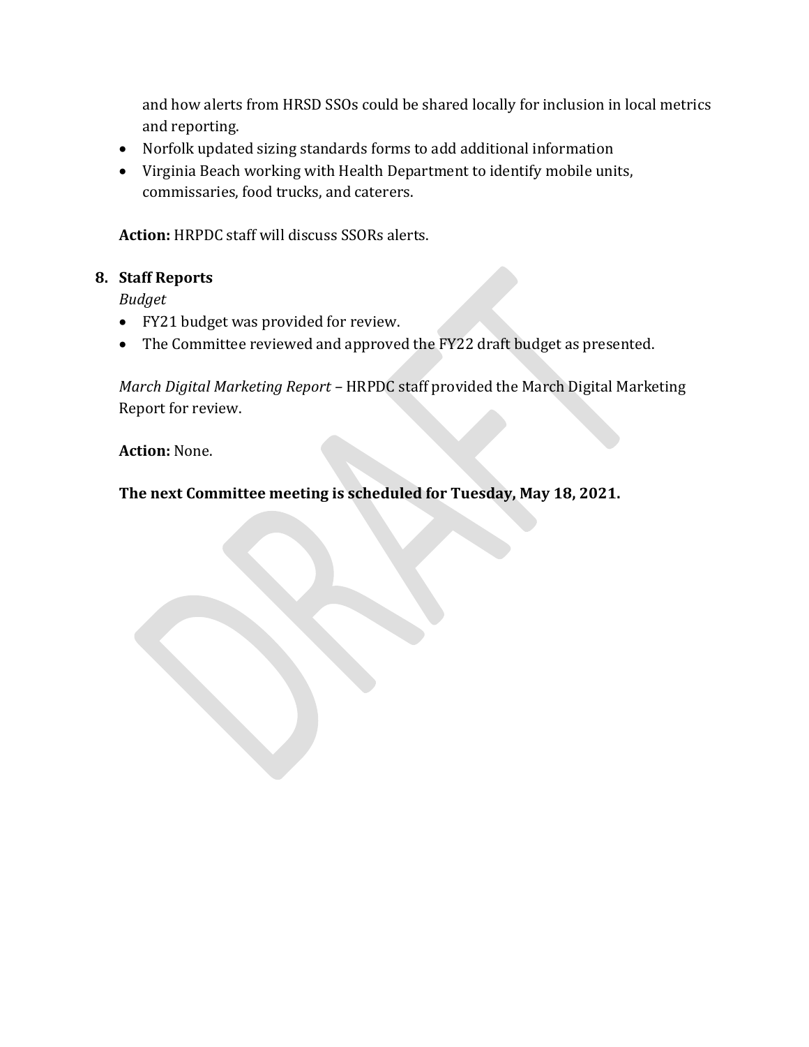and how alerts from HRSD SSOs could be shared locally for inclusion in local metrics and reporting.

- Norfolk updated sizing standards forms to add additional information
- Virginia Beach working with Health Department to identify mobile units, commissaries, food trucks, and caterers.

**Action:** HRPDC staff will discuss SSORs alerts.

**8. Staff Reports**

*Budget*

- FY21 budget was provided for review.
- The Committee reviewed and approved the FY22 draft budget as presented.

*March Digital Marketing Report* – HRPDC staff provided the March Digital Marketing Report for review.

**Action:** None.

**The next Committee meeting is scheduled for Tuesday, May 18, 2021.**